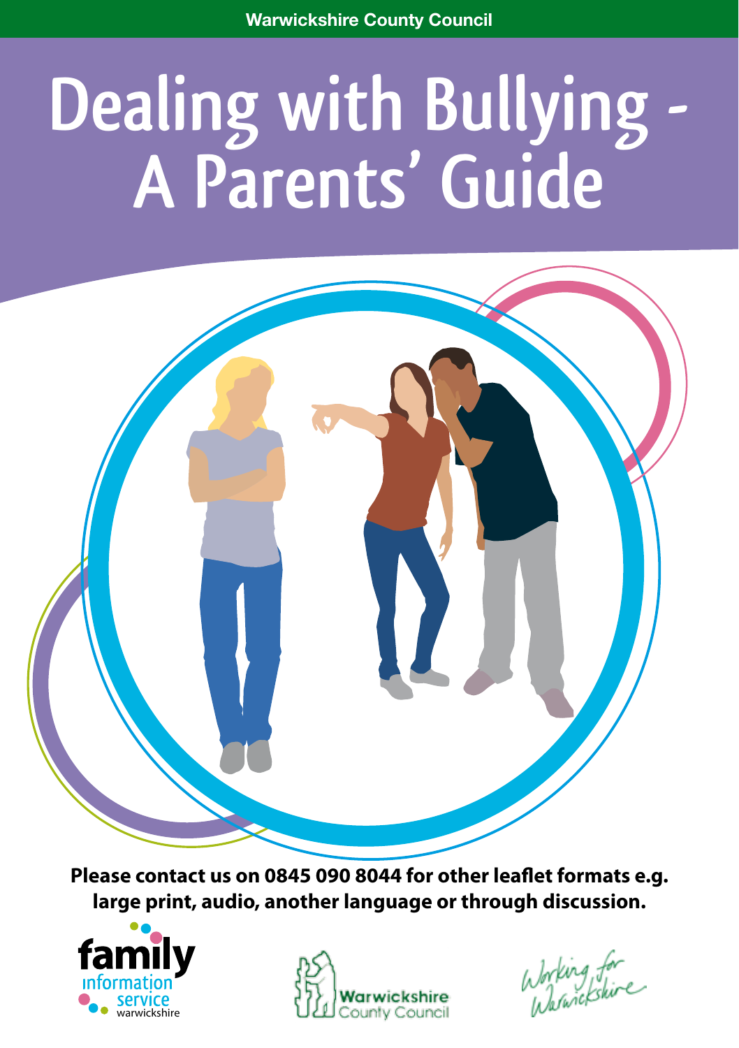Warwickshire County Council

# Dealing with Bullying - A Parents' Guide

**Please contact us on 0845 090 8044 for other leaflet formats e.g. large print, audio, another language or through discussion.**

family information service warwickshire

Warwickshire County Council

Working for Warwickshire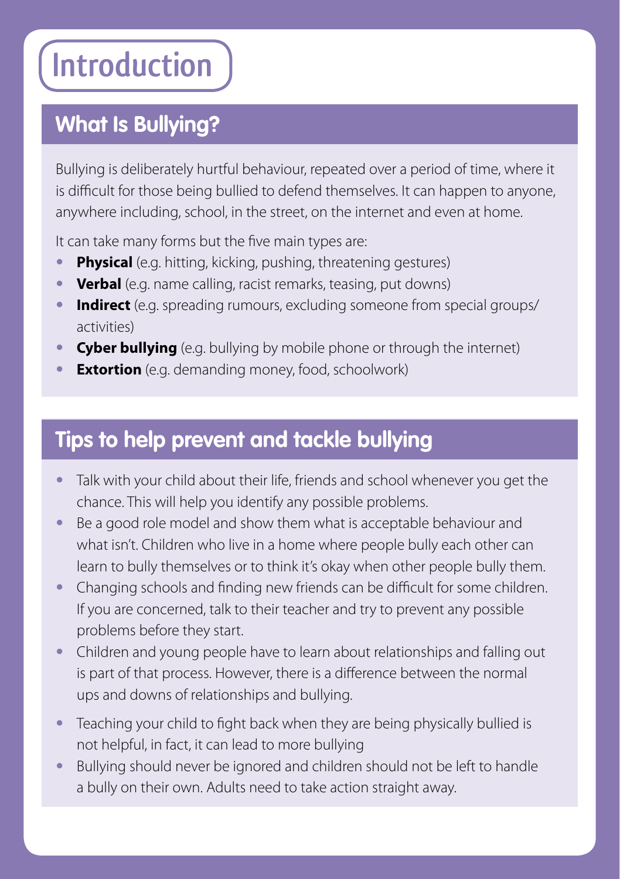# Introduction

## What Is Bullying?

Bullying is deliberately hurtful behaviour, repeated over a period of time, where it is difficult for those being bullied to defend themselves. It can happen to anyone, anywhere including, school, in the street, on the internet and even at home.

It can take many forms but the five main types are:

- **Physical** (e.g. hitting, kicking, pushing, threatening gestures)
- **Verbal** (e.g. name calling, racist remarks, teasing, put downs)
- **Indirect** (e.g. spreading rumours, excluding someone from special groups/ activities)
- **Cyber bullying** (e.g. bullying by mobile phone or through the internet)
- **Extortion** (e.g. demanding money, food, schoolwork)

## Tips to help prevent and tackle bullying

- Talk with your child about their life, friends and school whenever you get the chance. This will help you identify any possible problems.
- Be a good role model and show them what is acceptable behaviour and what isn't. Children who live in a home where people bully each other can learn to bully themselves or to think it's okay when other people bully them.
- Changing schools and finding new friends can be difficult for some children. If you are concerned, talk to their teacher and try to prevent any possible problems before they start.
- Children and young people have to learn about relationships and falling out is part of that process. However, there is a difference between the normal ups and downs of relationships and bullying.
- Teaching your child to fight back when they are being physically bullied is not helpful, in fact, it can lead to more bullying
- Bullying should never be ignored and children should not be left to handle a bully on their own. Adults need to take action straight away.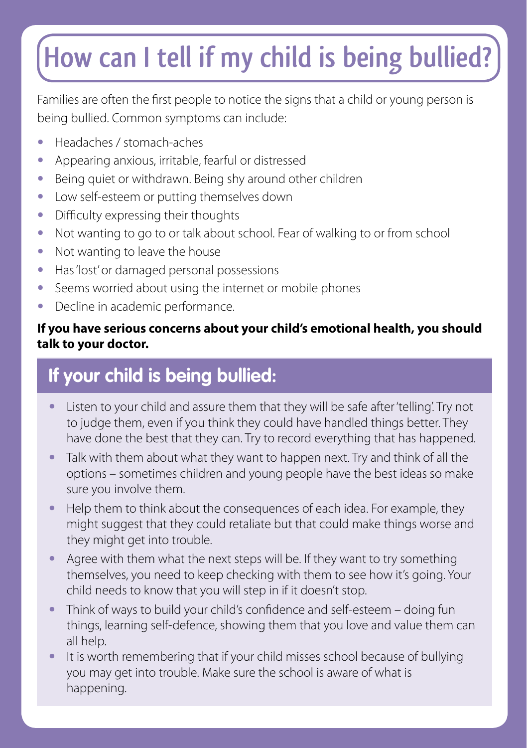# How can I tell if my child is being bullied?

Families are often the first people to notice the signs that a child or young person is being bullied. Common symptoms can include:

- Headaches / stomach-aches
- Appearing anxious, irritable, fearful or distressed
- Being quiet or withdrawn. Being shy around other children
- Low self-esteem or putting themselves down
- Difficulty expressing their thoughts
- Not wanting to go to or talk about school. Fear of walking to or from school
- Not wanting to leave the house
- Has 'lost' or damaged personal possessions
- Seems worried about using the internet or mobile phones
- Decline in academic performance.

**If you have serious concerns about your child's emotional health, you should talk to your doctor.**

## If your child is being bullied:

- Listen to your child and assure them that they will be safe after 'telling'. Try not to judge them, even if you think they could have handled things better. They have done the best that they can. Try to record everything that has happened.
- Talk with them about what they want to happen next. Try and think of all the options – sometimes children and young people have the best ideas so make sure you involve them.
- Help them to think about the consequences of each idea. For example, they might suggest that they could retaliate but that could make things worse and they might get into trouble.
- Agree with them what the next steps will be. If they want to try something themselves, you need to keep checking with them to see how it's going. Your child needs to know that you will step in if it doesn't stop.
- Think of ways to build your child's confidence and self-esteem – doing fun things, learning self-defence, showing them that you love and value them can all help.
- It is worth remembering that if your child misses school because of bullying you may get into trouble. Make sure the school is aware of what is happening.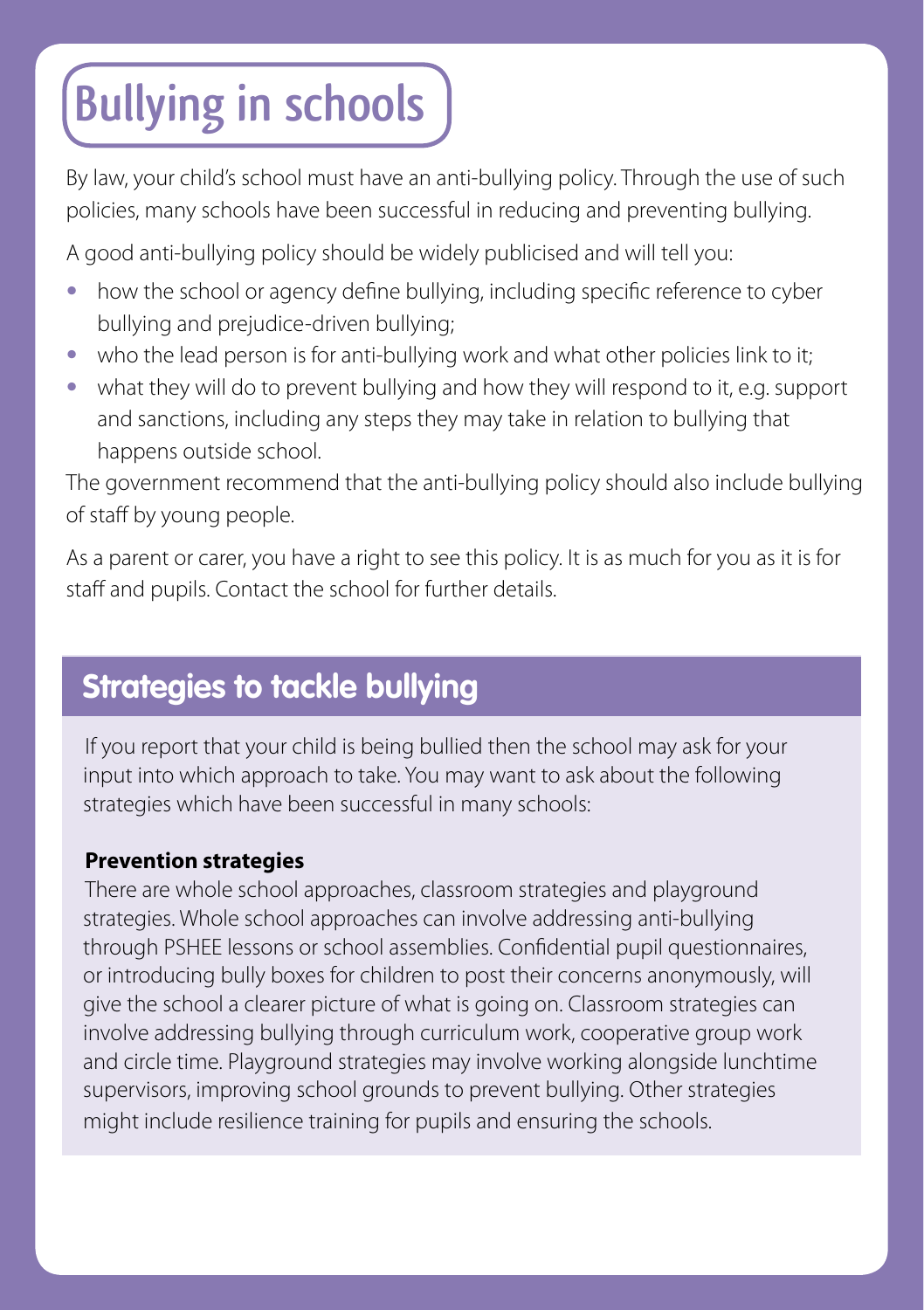# Bullying in schools

By law, your child's school must have an anti-bullying policy. Through the use of such policies, many schools have been successful in reducing and preventing bullying.

A good anti-bullying policy should be widely publicised and will tell you:

- how the school or agency define bullying, including specific reference to cyber bullying and prejudice-driven bullying;
- who the lead person is for anti-bullying work and what other policies link to it;
- what they will do to prevent bullying and how they will respond to it, e.g. support and sanctions, including any steps they may take in relation to bullying that happens outside school.

The government recommend that the anti-bullying policy should also include bullying of staff by young people.

As a parent or carer, you have a right to see this policy. It is as much for you as it is for staff and pupils. Contact the school for further details.

## Strategies to tackle bullying

If you report that your child is being bullied then the school may ask for your input into which approach to take. You may want to ask about the following strategies which have been successful in many schools:

**Prevention strategies**

There are whole school approaches, classroom strategies and playground strategies. Whole school approaches can involve addressing anti-bullying through PSHEE lessons or school assemblies. Confidential pupil questionnaires, or introducing bully boxes for children to post their concerns anonymously, will give the school a clearer picture of what is going on. Classroom strategies can involve addressing bullying through curriculum work, cooperative group work and circle time. Playground strategies may involve working alongside lunchtime supervisors, improving school grounds to prevent bullying. Other strategies might include resilience training for pupils and ensuring the schools.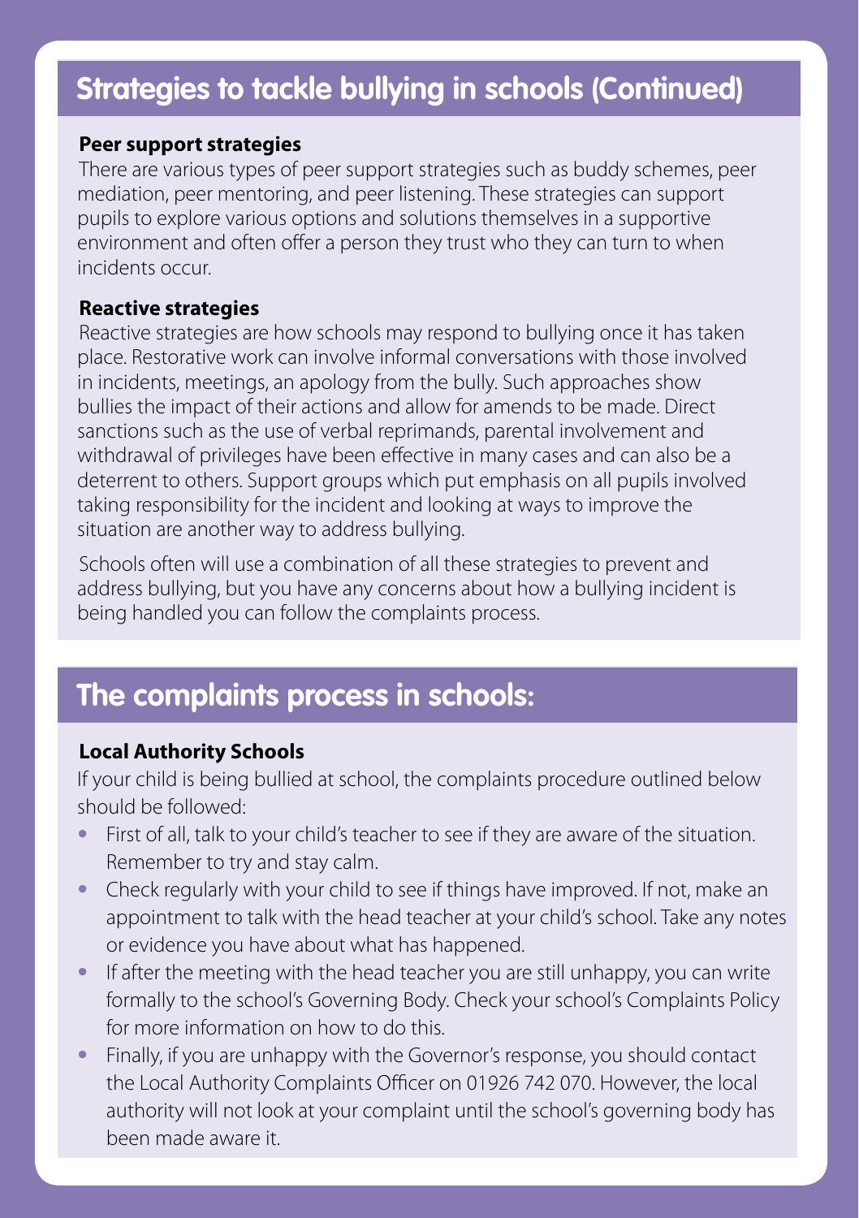## Strategies to tackle bullying in schools (Continued)

**Peer support strategies**

There are various types of peer support strategies such as buddy schemes, peer mediation, peer mentoring, and peer listening. These strategies can support pupils to explore various options and solutions themselves in a supportive environment and often offer a person they trust who they can turn to when incidents occur.

**Reactive strategies**

Reactive strategies are how schools may respond to bullying once it has taken place. Restorative work can involve informal conversations with those involved in incidents, meetings, an apology from the bully. Such approaches show bullies the impact of their actions and allow for amends to be made. Direct sanctions such as the use of verbal reprimands, parental involvement and withdrawal of privileges have been effective in many cases and can also be a deterrent to others. Support groups which put emphasis on all pupils involved taking responsibility for the incident and looking at ways to improve the situation are another way to address bullying.

Schools often will use a combination of all these strategies to prevent and address bullying, but you have any concerns about how a bullying incident is being handled you can follow the complaints process.

## The complaints process in schools:

**Local Authority Schools**

If your child is being bullied at school, the complaints procedure outlined below should be followed:

- First of all, talk to your child's teacher to see if they are aware of the situation. Remember to try and stay calm.
- Check regularly with your child to see if things have improved. If not, make an appointment to talk with the head teacher at your child's school. Take any notes or evidence you have about what has happened.
- If after the meeting with the head teacher you are still unhappy, you can write formally to the school's Governing Body. Check your school's Complaints Policy for more information on how to do this.
- Finally, if you are unhappy with the Governor's response, you should contact the Local Authority Complaints Officer on 01926 742 070. However, the local authority will not look at your complaint until the school's governing body has been made aware it.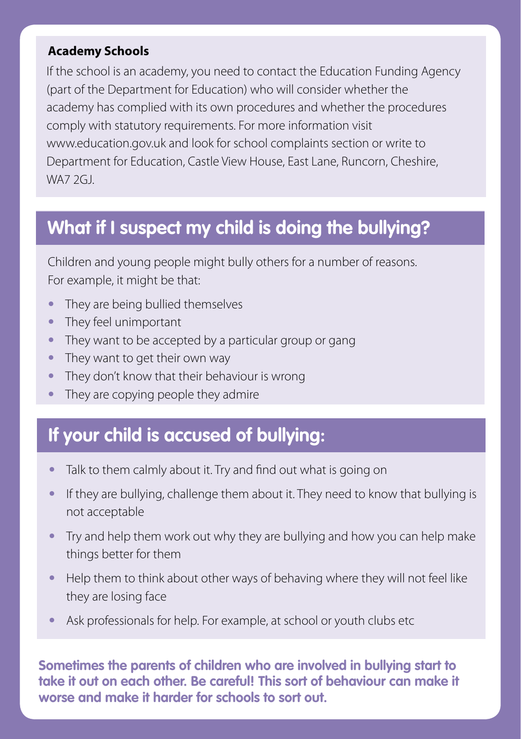### Academy Schools

If the school is an academy, you need to contact the Education Funding Agency (part of the Department for Education) who will consider whether the academy has complied with its own procedures and whether the procedures comply with statutory requirements. For more information visit www.education.gov.uk and look for school complaints section or write to Department for Education, Castle View House, East Lane, Runcorn, Cheshire, WA7 2GJ.

## What if I suspect my child is doing the bullying?

Children and young people might bully others for a number of reasons. For example, it might be that:

- They are being bullied themselves
- They feel unimportant
- They want to be accepted by a particular group or gang
- They want to get their own way
- They don't know that their behaviour is wrong
- They are copying people they admire

## If your child is accused of bullying:

- Talk to them calmly about it. Try and find out what is going on
- If they are bullying, challenge them about it. They need to know that bullying is not acceptable
- Try and help them work out why they are bullying and how you can help make things better for them
- Help them to think about other ways of behaving where they will not feel like they are losing face
- Ask professionals for help. For example, at school or youth clubs etc

**Sometimes the parents of children who are involved in bullying start to take it out on each other. Be careful! This sort of behaviour can make it worse and make it harder for schools to sort out.**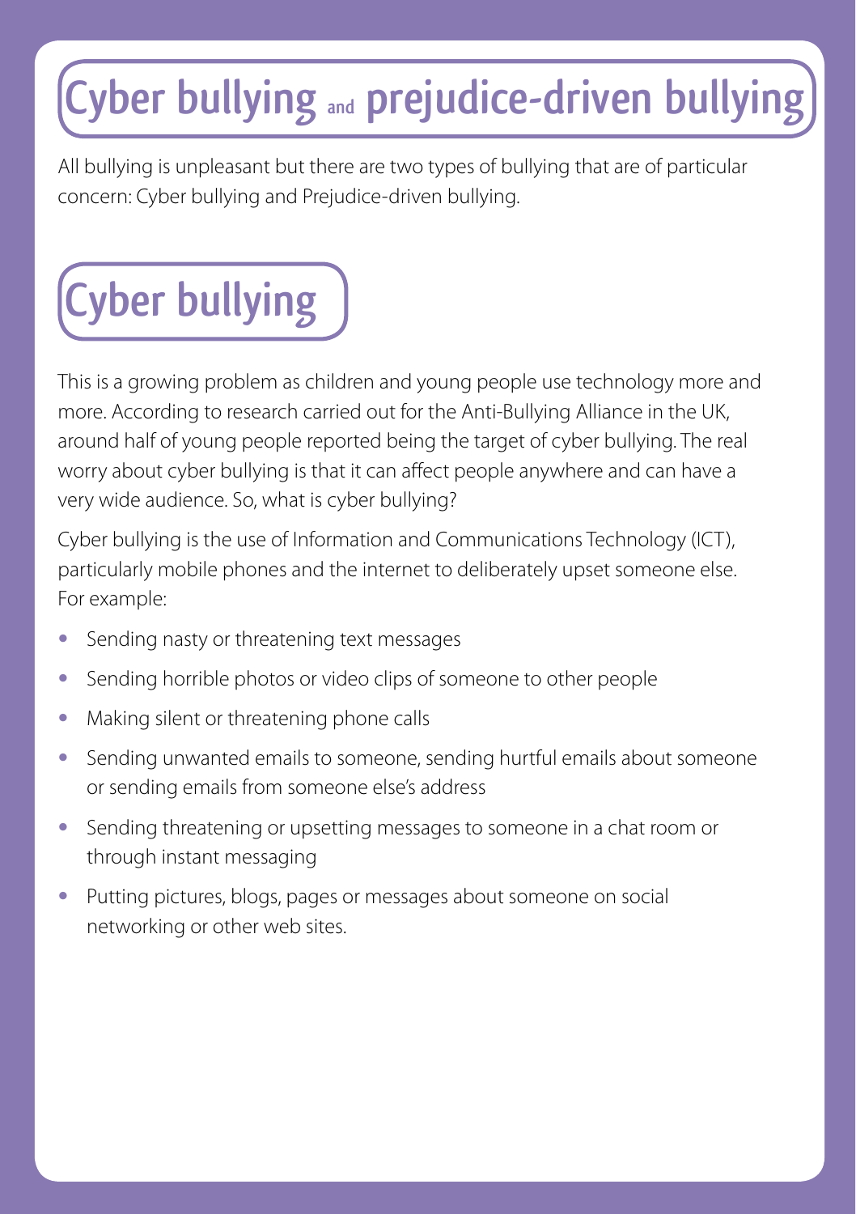# Cyber bullying and prejudice-driven bullying

All bullying is unpleasant but there are two types of bullying that are of particular concern: Cyber bullying and Prejudice-driven bullying.

## Cyber bullying

This is a growing problem as children and young people use technology more and more. According to research carried out for the Anti-Bullying Alliance in the UK, around half of young people reported being the target of cyber bullying. The real worry about cyber bullying is that it can affect people anywhere and can have a very wide audience. So, what is cyber bullying?

Cyber bullying is the use of Information and Communications Technology (ICT), particularly mobile phones and the internet to deliberately upset someone else. For example:

- Sending nasty or threatening text messages
- Sending horrible photos or video clips of someone to other people
- Making silent or threatening phone calls
- Sending unwanted emails to someone, sending hurtful emails about someone or sending emails from someone else's address
- Sending threatening or upsetting messages to someone in a chat room or through instant messaging
- Putting pictures, blogs, pages or messages about someone on social networking or other web sites.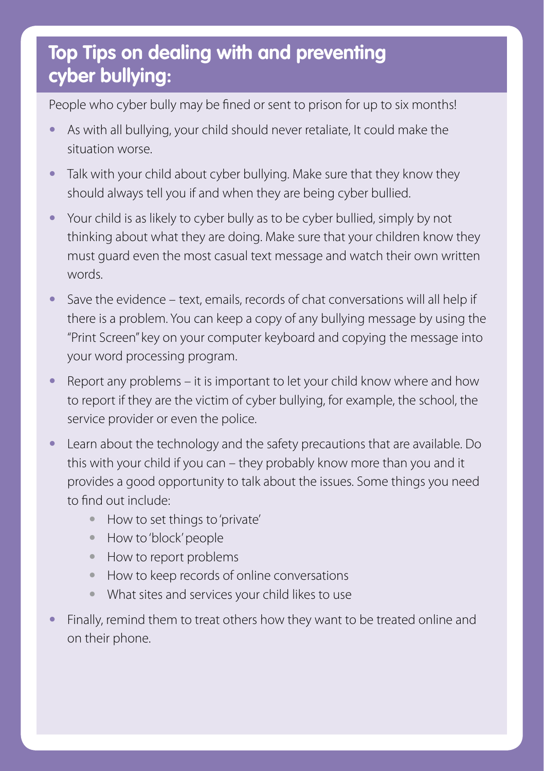## Top Tips on dealing with and preventing cyber bullying:

People who cyber bully may be fined or sent to prison for up to six months!

- As with all bullying, your child should never retaliate, It could make the situation worse.
- Talk with your child about cyber bullying. Make sure that they know they should always tell you if and when they are being cyber bullied.
- Your child is as likely to cyber bully as to be cyber bullied, simply by not thinking about what they are doing. Make sure that your children know they must guard even the most casual text message and watch their own written words.
- Save the evidence – text, emails, records of chat conversations will all help if there is a problem. You can keep a copy of any bullying message by using the "Print Screen" key on your computer keyboard and copying the message into your word processing program.
- Report any problems – it is important to let your child know where and how to report if they are the victim of cyber bullying, for example, the school, the service provider or even the police.
- Learn about the technology and the safety precautions that are available. Do this with your child if you can – they probably know more than you and it provides a good opportunity to talk about the issues. Some things you need to find out include:
    - How to set things to 'private'
    - How to 'block' people
    - How to report problems
    - How to keep records of online conversations
    - What sites and services your child likes to use
- Finally, remind them to treat others how they want to be treated online and on their phone.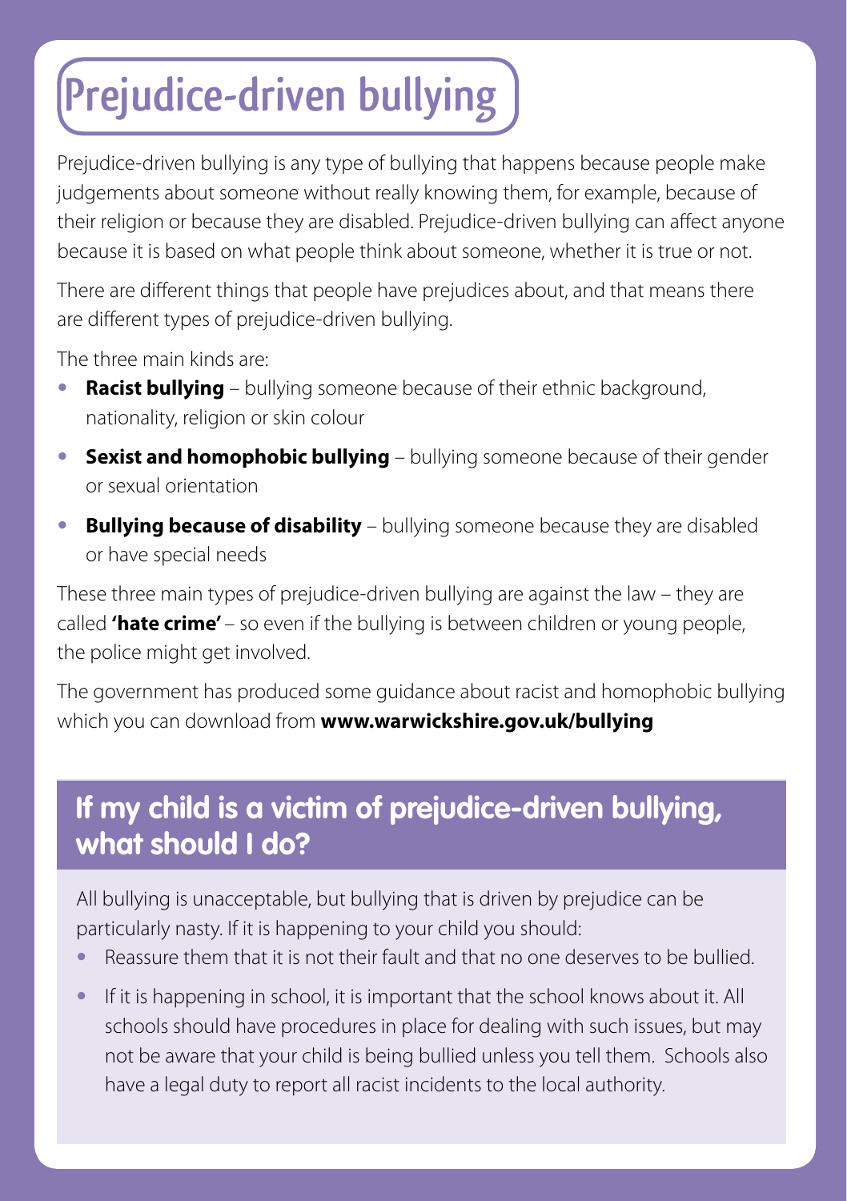# Prejudice-driven bullying

Prejudice-driven bullying is any type of bullying that happens because people make judgements about someone without really knowing them, for example, because of their religion or because they are disabled. Prejudice-driven bullying can affect anyone because it is based on what people think about someone, whether it is true or not.

There are different things that people have prejudices about, and that means there are different types of prejudice-driven bullying.

The three main kinds are:

- **Racist bullying** – bullying someone because of their ethnic background, nationality, religion or skin colour
- **Sexist and homophobic bullying** – bullying someone because of their gender or sexual orientation
- **Bullying because of disability** – bullying someone because they are disabled or have special needs

These three main types of prejudice-driven bullying are against the law – they are called **'hate crime'** – so even if the bullying is between children or young people, the police might get involved.

The government has produced some guidance about racist and homophobic bullying which you can download from **www.warwickshire.gov.uk/bullying**

## If my child is a victim of prejudice-driven bullying, what should I do?

All bullying is unacceptable, but bullying that is driven by prejudice can be particularly nasty. If it is happening to your child you should:

- Reassure them that it is not their fault and that no one deserves to be bullied.
- If it is happening in school, it is important that the school knows about it. All schools should have procedures in place for dealing with such issues, but may not be aware that your child is being bullied unless you tell them. Schools also have a legal duty to report all racist incidents to the local authority.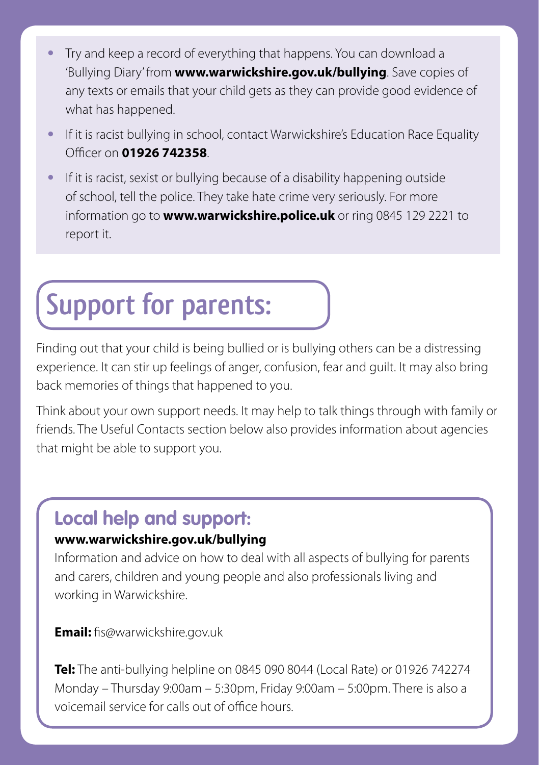- Try and keep a record of everything that happens. You can download a 'Bullying Diary' from **www.warwickshire.gov.uk/bullying**. Save copies of any texts or emails that your child gets as they can provide good evidence of what has happened.
- If it is racist bullying in school, contact Warwickshire's Education Race Equality Officer on **01926 742358**.
- If it is racist, sexist or bullying because of a disability happening outside of school, tell the police. They take hate crime very seriously. For more information go to **www.warwickshire.police.uk** or ring 0845 129 2221 to report it.

# Support for parents:

Finding out that your child is being bullied or is bullying others can be a distressing experience. It can stir up feelings of anger, confusion, fear and guilt. It may also bring back memories of things that happened to you.

Think about your own support needs. It may help to talk things through with family or friends. The Useful Contacts section below also provides information about agencies that might be able to support you.

## Local help and support:

**www.warwickshire.gov.uk/bullying**

Information and advice on how to deal with all aspects of bullying for parents and carers, children and young people and also professionals living and working in Warwickshire.

**Email:** fis@warwickshire.gov.uk

**Tel:** The anti-bullying helpline on 0845 090 8044 (Local Rate) or 01926 742274 Monday – Thursday 9:00am – 5:30pm, Friday 9:00am – 5:00pm. There is also a voicemail service for calls out of office hours.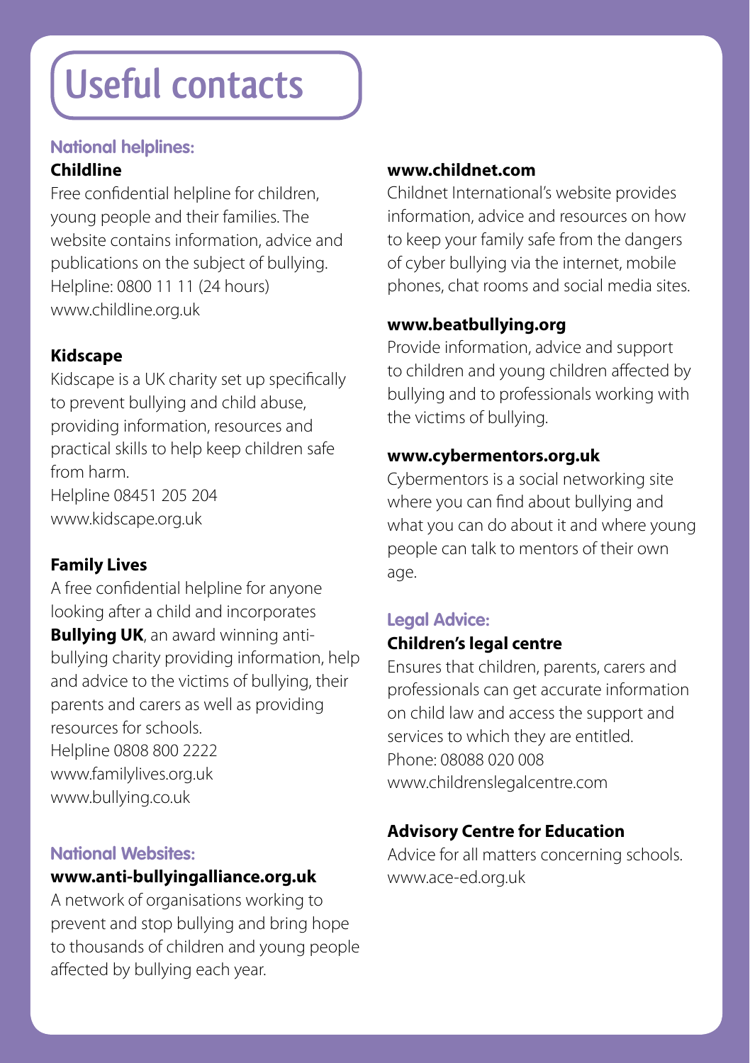# Useful contacts

## National helplines:

### Childline

Free confidential helpline for children, young people and their families. The website contains information, advice and publications on the subject of bullying.
Helpline: 0800 11 11 (24 hours)
www.childline.org.uk

### Kidscape

Kidscape is a UK charity set up specifically to prevent bullying and child abuse, providing information, resources and practical skills to help keep children safe from harm.
Helpline 08451 205 204
www.kidscape.org.uk

### Family Lives

A free confidential helpline for anyone looking after a child and incorporates **Bullying UK**, an award winning anti-bullying charity providing information, help and advice to the victims of bullying, their parents and carers as well as providing resources for schools.
Helpline 0808 800 2222
www.familylives.org.uk
www.bullying.co.uk

## National Websites:

### www.anti-bullyingalliance.org.uk

A network of organisations working to prevent and stop bullying and bring hope to thousands of children and young people affected by bullying each year.

### www.childnet.com

Childnet International's website provides information, advice and resources on how to keep your family safe from the dangers of cyber bullying via the internet, mobile phones, chat rooms and social media sites.

### www.beatbullying.org

Provide information, advice and support to children and young children affected by bullying and to professionals working with the victims of bullying.

### www.cybermentors.org.uk

Cybermentors is a social networking site where you can find about bullying and what you can do about it and where young people can talk to mentors of their own age.

## Legal Advice:

### Children's legal centre

Ensures that children, parents, carers and professionals can get accurate information on child law and access the support and services to which they are entitled.
Phone: 08088 020 008
www.childrenslegalcentre.com

### Advisory Centre for Education

Advice for all matters concerning schools.
www.ace-ed.org.uk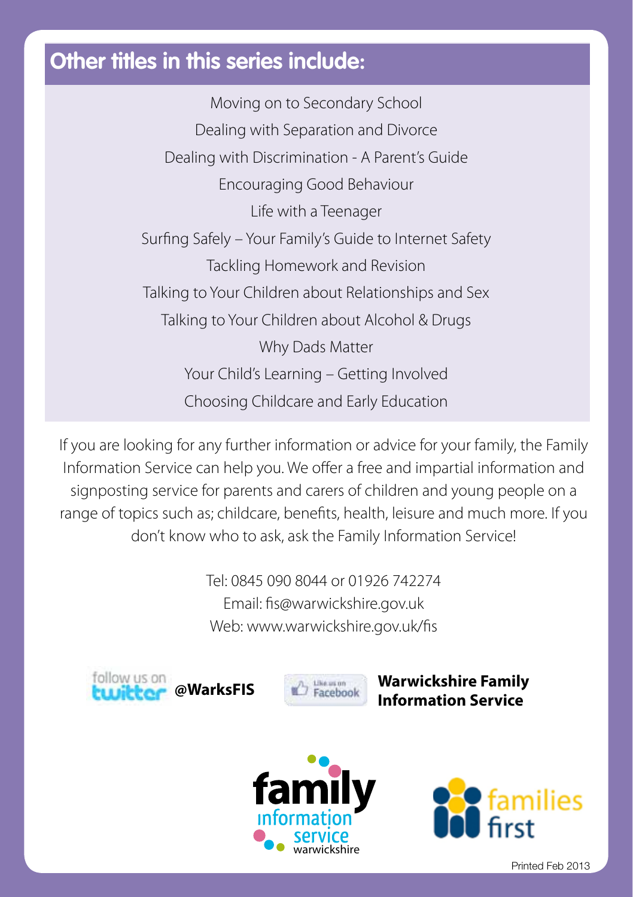## Other titles in this series include:

Moving on to Secondary School

Dealing with Separation and Divorce

Dealing with Discrimination - A Parent's Guide

Encouraging Good Behaviour

Life with a Teenager

Surfing Safely – Your Family's Guide to Internet Safety

Tackling Homework and Revision

Talking to Your Children about Relationships and Sex

Talking to Your Children about Alcohol & Drugs

Why Dads Matter

Your Child's Learning – Getting Involved

Choosing Childcare and Early Education

If you are looking for any further information or advice for your family, the Family Information Service can help you. We offer a free and impartial information and signposting service for parents and carers of children and young people on a range of topics such as; childcare, benefits, health, leisure and much more. If you don't know who to ask, ask the Family Information Service!

Tel: 0845 090 8044 or 01926 742274
Email: fis@warwickshire.gov.uk
Web: www.warwickshire.gov.uk/fis

follow us on twitter **@WarksFIS**

Like us on Facebook **Warwickshire Family Information Service**

family information service warwickshire

families first

Printed Feb 2013